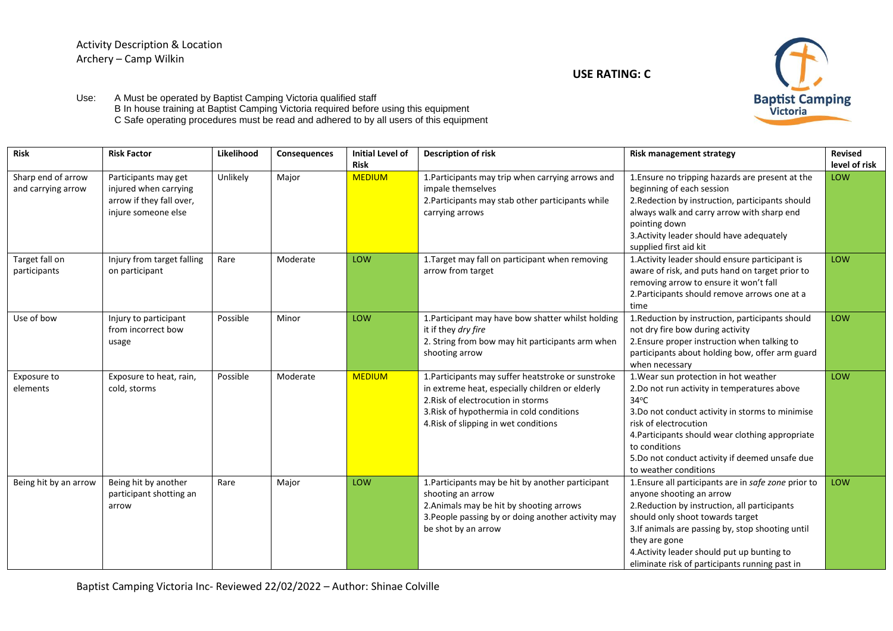Activity Description & Location
Archery – Camp Wilkin

**USE RATING: C**

Use: A Must be operated by Baptist Camping Victoria qualified staff
B In house training at Baptist Camping Victoria required before using this equipment
C Safe operating procedures must be read and adhered to by all users of this equipment

| Risk | Risk Factor | Likelihood | Consequences | Initial Level of Risk | Description of risk | Risk management strategy | Revised level of risk |
|---|---|---|---|---|---|---|---|
| Sharp end of arrow and carrying arrow | Participants may get injured when carrying arrow if they fall over, injure someone else | Unlikely | Major | MEDIUM | 1.Participants may trip when carrying arrows and impale themselves<br>2.Participants may stab other participants while carrying arrows | 1.Ensure no tripping hazards are present at the beginning of each session<br>2.Redection by instruction, participants should always walk and carry arrow with sharp end pointing down<br>3.Activity leader should have adequately supplied first aid kit | LOW |
| Target fall on participants | Injury from target falling on participant | Rare | Moderate | LOW | 1.Target may fall on participant when removing arrow from target | 1.Activity leader should ensure participant is aware of risk, and puts hand on target prior to removing arrow to ensure it won't fall<br>2.Participants should remove arrows one at a time | LOW |
| Use of bow | Injury to participant from incorrect bow usage | Possible | Minor | LOW | 1.Participant may have bow shatter whilst holding it if they *dry fire*<br>2. String from bow may hit participants arm when shooting arrow | 1.Reduction by instruction, participants should not dry fire bow during activity<br>2.Ensure proper instruction when talking to participants about holding bow, offer arm guard when necessary | LOW |
| Exposure to elements | Exposure to heat, rain, cold, storms | Possible | Moderate | MEDIUM | 1.Participants may suffer heatstroke or sunstroke in extreme heat, especially children or elderly<br>2.Risk of electrocution in storms<br>3.Risk of hypothermia in cold conditions<br>4.Risk of slipping in wet conditions | 1.Wear sun protection in hot weather<br>2.Do not run activity in temperatures above 34°C<br>3.Do not conduct activity in storms to minimise risk of electrocution<br>4.Participants should wear clothing appropriate to conditions<br>5.Do not conduct activity if deemed unsafe due to weather conditions | LOW |
| Being hit by an arrow | Being hit by another participant shotting an arrow | Rare | Major | LOW | 1.Participants may be hit by another participant shooting an arrow<br>2.Animals may be hit by shooting arrows<br>3.People passing by or doing another activity may be shot by an arrow | 1.Ensure all participants are in *safe zone* prior to anyone shooting an arrow<br>2.Reduction by instruction, all participants should only shoot towards target<br>3.If animals are passing by, stop shooting until they are gone<br>4.Activity leader should put up bunting to eliminate risk of participants running past in | LOW |

Baptist Camping Victoria Inc- Reviewed 22/02/2022 – Author: Shinae Colville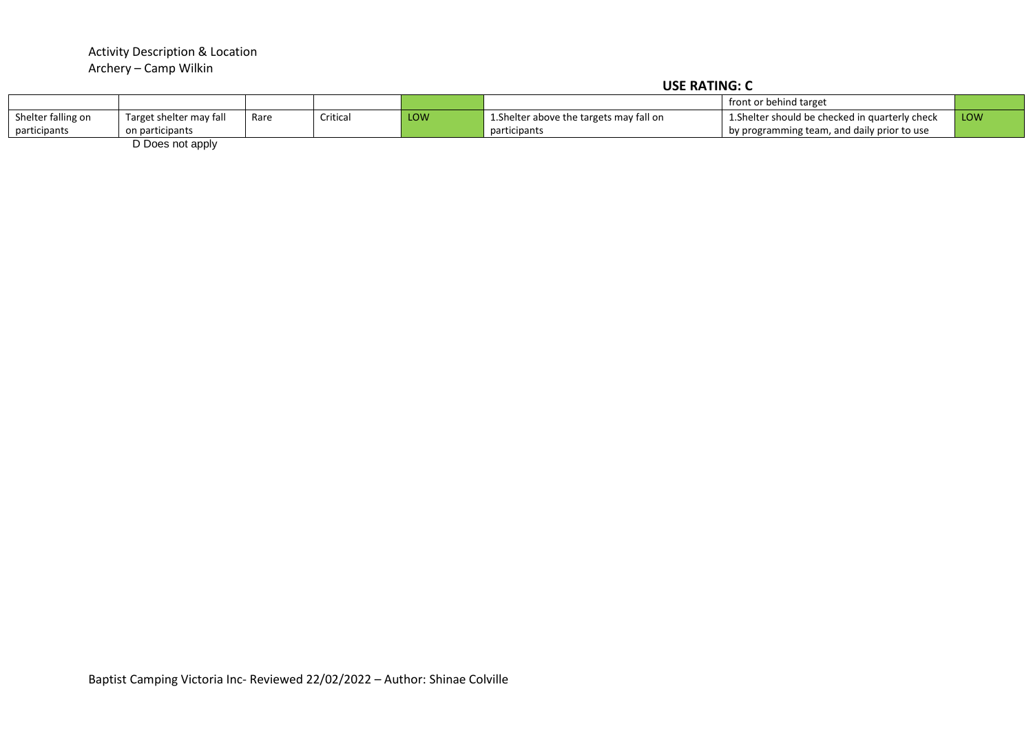Activity Description & Location
Archery – Camp Wilkin

**USE RATING: C**

| | | | | | | | |
|---|---|---|---|---|---|---|---|
| | | | | | | front or behind target | |
| Shelter falling on participants | Target shelter may fall on participants | Rare | Critical | LOW | 1.Shelter above the targets may fall on participants | 1.Shelter should be checked in quarterly check by programming team, and daily prior to use | LOW |

D Does not apply

Baptist Camping Victoria Inc- Reviewed 22/02/2022 – Author: Shinae Colville